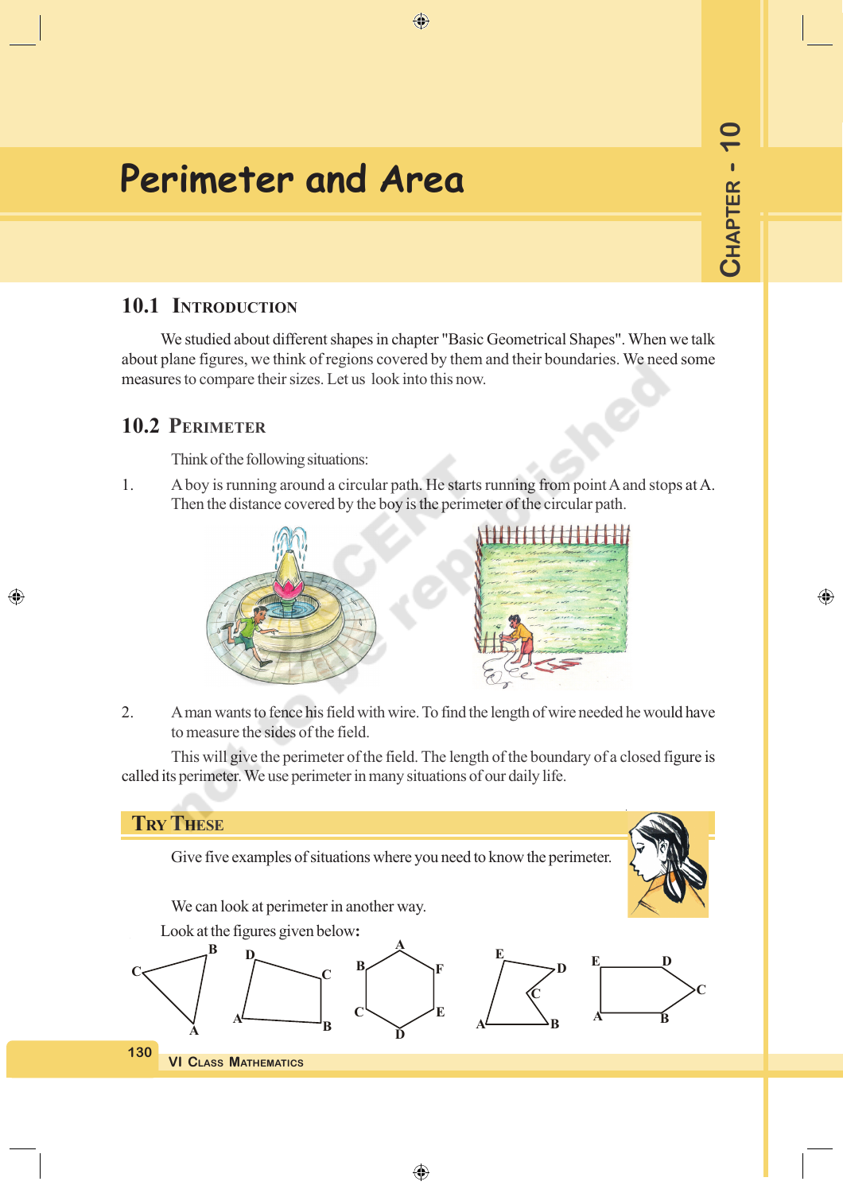# Perimeter and Area

## 10.1 Introduction

We studied about different shapes in chapter "Basic Geometrical Shapes". When we talk about plane figures, we think of regions covered by them and their boundaries. We need some measures to compare their sizes. Let us look into this now.

## 10.2 Perimeter

Think of the following situations:

1. A boy is running around a circular path. He starts running from point A and stops at A. Then the distance covered by the boy is the perimeter of the circular path.

2. A man wants to fence his field with wire. To find the length of wire needed he would have to measure the sides of the field.

This will give the perimeter of the field. The length of the boundary of a closed figure is called its perimeter. We use perimeter in many situations of our daily life.

### Try These

Give five examples of situations where you need to know the perimeter.

We can look at perimeter in another way.

Look at the figures given below: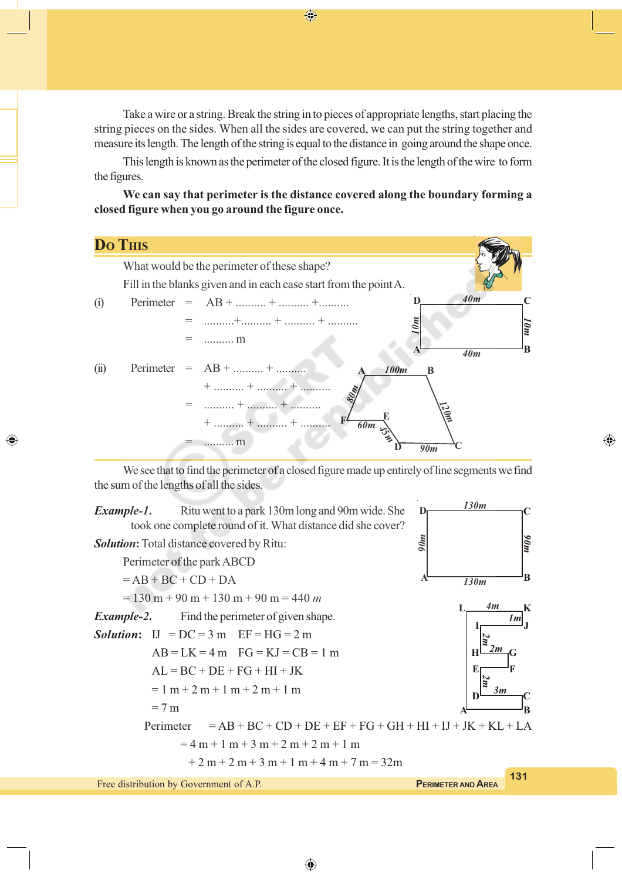Take a wire or a string. Break the string in to pieces of appropriate lengths, start placing the string pieces on the sides. When all the sides are covered, we can put the string together and measure its length. The length of the string is equal to the distance in going around the shape once.

This length is known as the perimeter of the closed figure. It is the length of the wire to form the figures.

**We can say that perimeter is the distance covered along the boundary forming a closed figure when you go around the figure once.**

## Do This

What would be the perimeter of these shape?

Fill in the blanks given and in each case start from the point A.

(i) Perimeter = AB + .......... + .......... +..........

= ..........+.......... + .......... + ..........

= .......... m

D 40m C

10m 10m

A 40m B

(ii) Perimeter = AB + .......... + ..........

+ .......... + .......... + ..........

= .......... + .......... + ..........

+ .......... + .......... + ..........

= .......... m

A 100m B

80m 120m

F 60m E

45m

D 90m C

We see that to find the perimeter of a closed figure made up entirely of line segments we find the sum of the lengths of all the sides.

***Example-1.*** Ritu went to a park 130m long and 90m wide. She took one complete round of it. What distance did she cover?

D 130m C

90m 90m

A 130m B

***Solution*:** Total distance covered by Ritu:

Perimeter of the park ABCD

= AB + BC + CD + DA

= 130 m + 90 m + 130 m + 90 m = 440 *m*

***Example-2.*** Find the perimeter of given shape.

L 4m K

1m J

I

2m

H 2m G

E F

2m

D 3m C

A B

***Solution*:** IJ = DC = 3 m EF = HG = 2 m

AB = LK = 4 m FG = KJ = CB = 1 m

AL = BC + DE + FG + HI + JK

= 1 m + 2 m + 1 m + 2 m + 1 m

= 7 m

Perimeter = AB + BC + CD + DE + EF + FG + GH + HI + IJ + JK + KL + LA

= 4 m + 1 m + 3 m + 2 m + 2 m + 1 m

+ 2 m + 2 m + 3 m + 1 m + 4 m + 7 m = 32m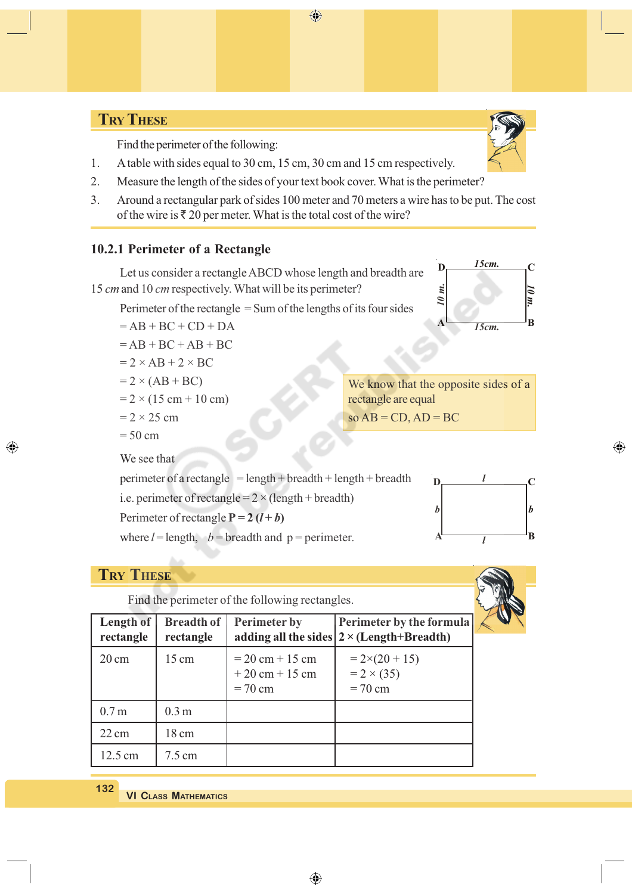## Try These

Find the perimeter of the following:

1. A table with sides equal to 30 cm, 15 cm, 30 cm and 15 cm respectively.
2. Measure the length of the sides of your text book cover. What is the perimeter?
3. Around a rectangular park of sides 100 meter and 70 meters a wire has to be put. The cost of the wire is ₹ 20 per meter. What is the total cost of the wire?

### 10.2.1 Perimeter of a Rectangle

Let us consider a rectangle ABCD whose length and breadth are 15 *cm* and 10 *cm* respectively. What will be its perimeter?

D 15cm. C
10 m. 10 m.
A 15cm. B

Perimeter of the rectangle = Sum of the lengths of its four sides

= AB + BC + CD + DA

= AB + BC + AB + BC

= 2 × AB + 2 × BC

= 2 × (AB + BC)

= 2 × (15 cm + 10 cm)

= 2 × 25 cm

= 50 cm

> We know that the opposite sides of a rectangle are equal
> so AB = CD, AD = BC

We see that

perimeter of a rectangle = length + breadth + length + breadth

i.e. perimeter of rectangle = 2 × (length + breadth)

Perimeter of rectangle **P = 2 ($l$ + $b$)**

where $l$ = length, $b$ = breadth and p = perimeter.

D $l$ C
$b$ $b$
A $l$ B

## Try These

Find the perimeter of the following rectangles.

| Length of rectangle | Breadth of rectangle | Perimeter by adding all the sides | Perimeter by the formula 2 × (Length+Breadth) |
|---|---|---|---|
| 20 cm | 15 cm | = 20 cm + 15 cm + 20 cm + 15 cm = 70 cm | = 2×(20 + 15) = 2 × (35) = 70 cm |
| 0.7 m | 0.3 m | | |
| 22 cm | 18 cm | | |
| 12.5 cm | 7.5 cm | | |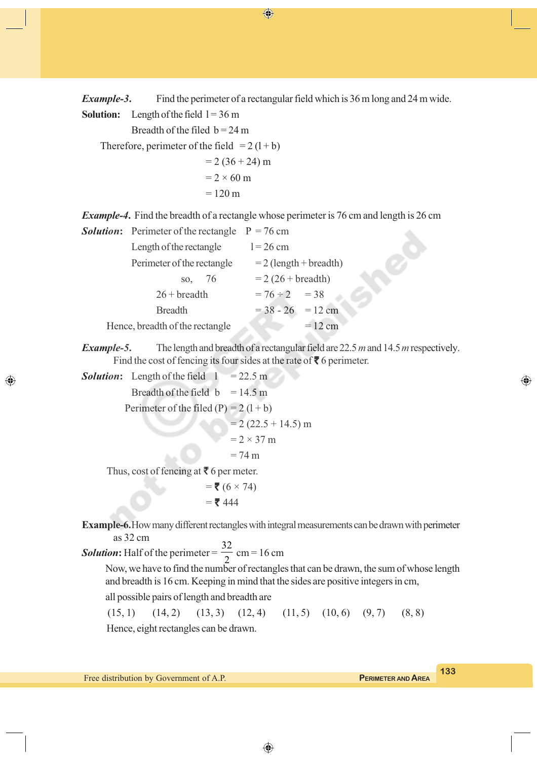***Example-3.*** Find the perimeter of a rectangular field which is 36 m long and 24 m wide.

**Solution:** Length of the field $l = 36$ m

Breadth of the filed $b = 24$ m

Therefore, perimeter of the field $= 2\,(l + b)$

$= 2\,(36 + 24)$ m

$= 2 \times 60$ m

$= 120$ m

***Example-4.*** Find the breadth of a rectangle whose perimeter is 76 cm and length is 26 cm

***Solution:*** Perimeter of the rectangle $P = 76$ cm

Length of the rectangle $l = 26$ cm

Perimeter of the rectangle $= 2$ (length + breadth)

so, $76 = 2$ (26 + breadth)

26 + breadth $= 76 \div 2 = 38$

Breadth $= 38 - 26 = 12$ cm

Hence, breadth of the rectangle $= 12$ cm

***Example-5.*** The length and breadth of a rectangular field are 22.5 *m* and 14.5 *m* respectively. Find the cost of fencing its four sides at the rate of ₹ 6 perimeter.

***Solution:*** Length of the field $l = 22.5$ m

Breadth of the field $b = 14.5$ m

Perimeter of the filed (P) $= 2\,(l + b)$

$= 2\,(22.5 + 14.5)$ m

$= 2 \times 37$ m

$= 74$ m

Thus, cost of fencing at ₹ 6 per meter.

$=$ ₹ $(6 \times 74)$

$=$ ₹ 444

**Example-6.** How many different rectangles with integral measurements can be drawn with perimeter as 32 cm

***Solution:*** Half of the perimeter $= \frac{32}{2}$ cm $= 16$ cm

Now, we have to find the number of rectangles that can be drawn, the sum of whose length and breadth is 16 cm. Keeping in mind that the sides are positive integers in cm,

all possible pairs of length and breadth are

(15, 1) (14, 2) (13, 3) (12, 4) (11, 5) (10, 6) (9, 7) (8, 8)

Hence, eight rectangles can be drawn.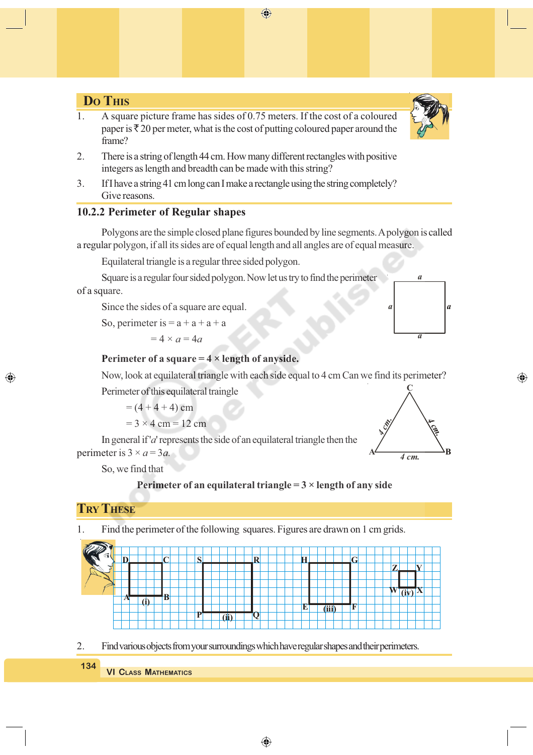## Do This

1. A square picture frame has sides of 0.75 meters. If the cost of a coloured paper is ₹ 20 per meter, what is the cost of putting coloured paper around the frame?
2. There is a string of length 44 cm. How many different rectangles with positive integers as length and breadth can be made with this string?
3. If I have a string 41 cm long can I make a rectangle using the string completely? Give reasons.

### 10.2.2 Perimeter of Regular shapes

Polygons are the simple closed plane figures bounded by line segments. A polygon is called a regular polygon, if all its sides are of equal length and all angles are of equal measure.

Equilateral triangle is a regular three sided polygon.

Square is a regular four sided polygon. Now let us try to find the perimeter of a square.

Since the sides of a square are equal.

So, perimeter is = a + a + a + a

$= 4 \times a = 4a$

a
a a
a

**Perimeter of a square = 4 × length of anyside.**

Now, look at equilateral triangle with each side equal to 4 cm Can we find its perimeter?

Perimeter of this equilateral traingle

= (4 + 4 + 4) cm

= 3 × 4 cm = 12 cm

C
4 cm. 4 cm.
A 4 cm. B

In general if '$a$' represents the side of an equilateral triangle then the perimeter is $3 \times a = 3a$.

So, we find that

**Perimeter of an equilateral triangle = 3 × length of any side**

## Try These

1. Find the perimeter of the following squares. Figures are drawn on 1 cm grids.

D C A B (i)
S R P Q (ii)
H G E F (iii)
Z Y W X (iv)

2. Find various objects from your surroundings which have regular shapes and their perimeters.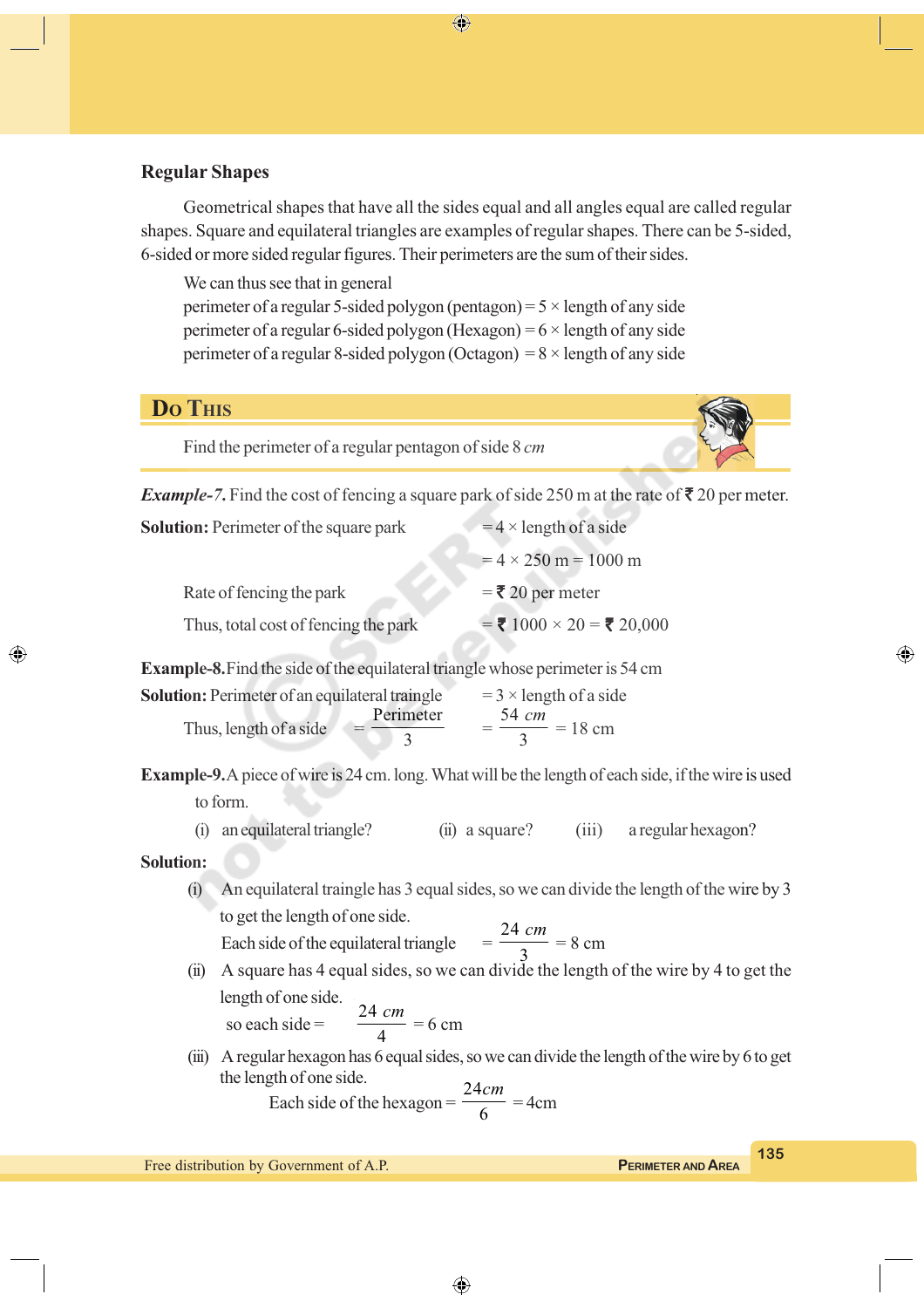### Regular Shapes

Geometrical shapes that have all the sides equal and all angles equal are called regular shapes. Square and equilateral triangles are examples of regular shapes. There can be 5-sided, 6-sided or more sided regular figures. Their perimeters are the sum of their sides.

We can thus see that in general

perimeter of a regular 5-sided polygon (pentagon) = 5 × length of any side

perimeter of a regular 6-sided polygon (Hexagon) = 6 × length of any side

perimeter of a regular 8-sided polygon (Octagon) = 8 × length of any side

## Do This

Find the perimeter of a regular pentagon of side 8 *cm*

***Example-7.*** Find the cost of fencing a square park of side 250 m at the rate of ₹ 20 per meter.

**Solution:** Perimeter of the square park = 4 × length of a side

= 4 × 250 m = 1000 m

Rate of fencing the park = ₹ 20 per meter

Thus, total cost of fencing the park = ₹ 1000 × 20 = ₹ 20,000

**Example-8.** Find the side of the equilateral triangle whose perimeter is 54 cm

**Solution:** Perimeter of an equilateral traingle = 3 × length of a side

Thus, length of a side $= \dfrac{\text{Perimeter}}{3} = \dfrac{54\ cm}{3} = 18$ cm

**Example-9.** A piece of wire is 24 cm. long. What will be the length of each side, if the wire is used to form.

(i) an equilateral triangle? (ii) a square? (iii) a regular hexagon?

**Solution:**

(i) An equilateral traingle has 3 equal sides, so we can divide the length of the wire by 3 to get the length of one side.

Each side of the equilateral triangle $= \dfrac{24\ cm}{3} = 8$ cm

(ii) A square has 4 equal sides, so we can divide the length of the wire by 4 to get the length of one side.

so each side $= \dfrac{24\ cm}{4} = 6$ cm

(iii) A regular hexagon has 6 equal sides, so we can divide the length of the wire by 6 to get the length of one side.

Each side of the hexagon $= \dfrac{24cm}{6} = 4$cm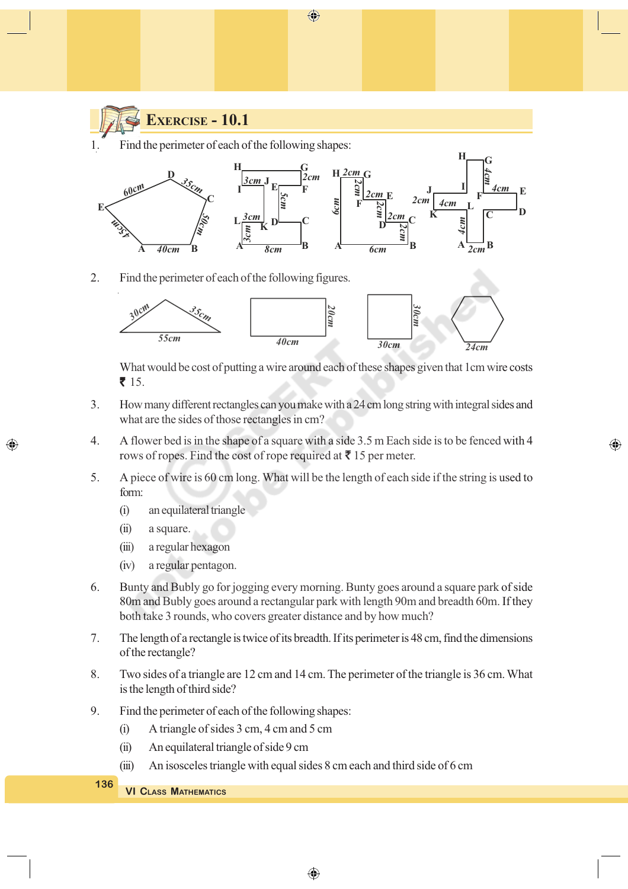## Exercise - 10.1

1. Find the perimeter of each of the following shapes:

D
60cm
35cm
C
E
45cm
50cm
A 40cm B

H G
3cm J 2cm
I E F
5cm
3cm
L D C
K
3cm
A 8cm B

H 2cm G
2cm
6cm
2cm E
F
2cm
2cm
D C
2cm
A 6cm B

H G
4cm
J I 4cm E
2cm F
4cm L
K C D
4cm
A 2cm B

2. Find the perimeter of each of the following figures.

30cm 35cm
55cm

20cm
40cm

30cm
30cm

24cm

What would be cost of putting a wire around each of these shapes given that 1cm wire costs ₹ 15.

3. How many different rectangles can you make with a 24 cm long string with integral sides and what are the sides of those rectangles in cm?

4. A flower bed is in the shape of a square with a side 3.5 m Each side is to be fenced with 4 rows of ropes. Find the cost of rope required at ₹ 15 per meter.

5. A piece of wire is 60 cm long. What will be the length of each side if the string is used to form:
   - (i) an equilateral triangle
   - (ii) a square.
   - (iii) a regular hexagon
   - (iv) a regular pentagon.

6. Bunty and Bubly go for jogging every morning. Bunty goes around a square park of side 80m and Bubly goes around a rectangular park with length 90m and breadth 60m. If they both take 3 rounds, who covers greater distance and by how much?

7. The length of a rectangle is twice of its breadth. If its perimeter is 48 cm, find the dimensions of the rectangle?

8. Two sides of a triangle are 12 cm and 14 cm. The perimeter of the triangle is 36 cm. What is the length of third side?

9. Find the perimeter of each of the following shapes:
   - (i) A triangle of sides 3 cm, 4 cm and 5 cm
   - (ii) An equilateral triangle of side 9 cm
   - (iii) An isosceles triangle with equal sides 8 cm each and third side of 6 cm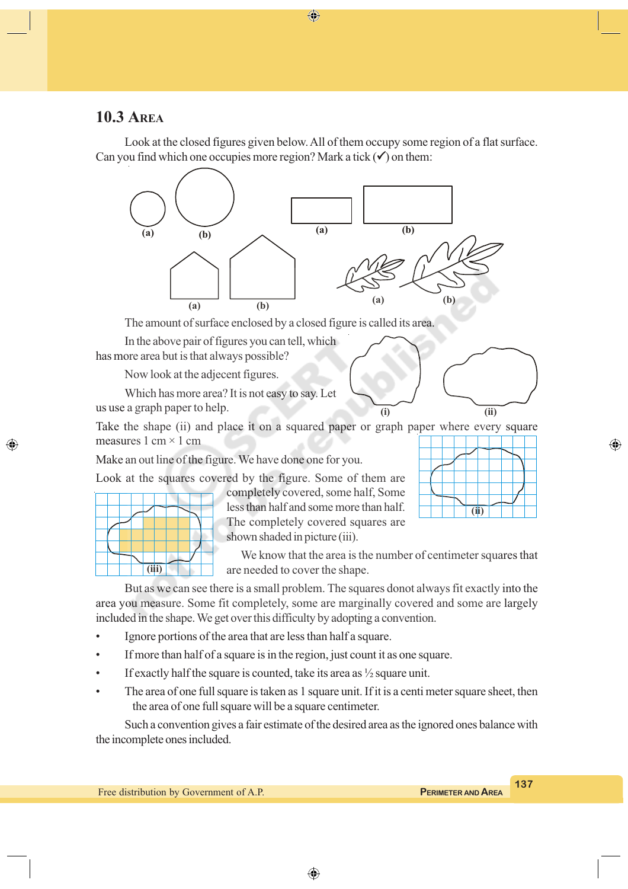## 10.3 Area

Look at the closed figures given below. All of them occupy some region of a flat surface. Can you find which one occupies more region? Mark a tick (✓) on them:

(a) (b) (a) (b)

(a) (b) (a) (b)

The amount of surface enclosed by a closed figure is called its area.

In the above pair of figures you can tell, which has more area but is that always possible?

Now look at the adjecent figures.

Which has more area? It is not easy to say. Let us use a graph paper to help.

(i) (ii)

Take the shape (ii) and place it on a squared paper or graph paper where every square measures 1 cm × 1 cm

Make an out line of the figure. We have done one for you.

(ii)

Look at the squares covered by the figure. Some of them are completely covered, some half, Some less than half and some more than half. The completely covered squares are shown shaded in picture (iii).

(iii)

We know that the area is the number of centimeter squares that are needed to cover the shape.

But as we can see there is a small problem. The squares donot always fit exactly into the area you measure. Some fit completely, some are marginally covered and some are largely included in the shape. We get over this difficulty by adopting a convention.

- Ignore portions of the area that are less than half a square.
- If more than half of a square is in the region, just count it as one square.
- If exactly half the square is counted, take its area as ½ square unit.
- The area of one full square is taken as 1 square unit. If it is a centi meter square sheet, then the area of one full square will be a square centimeter.

Such a convention gives a fair estimate of the desired area as the ignored ones balance with the incomplete ones included.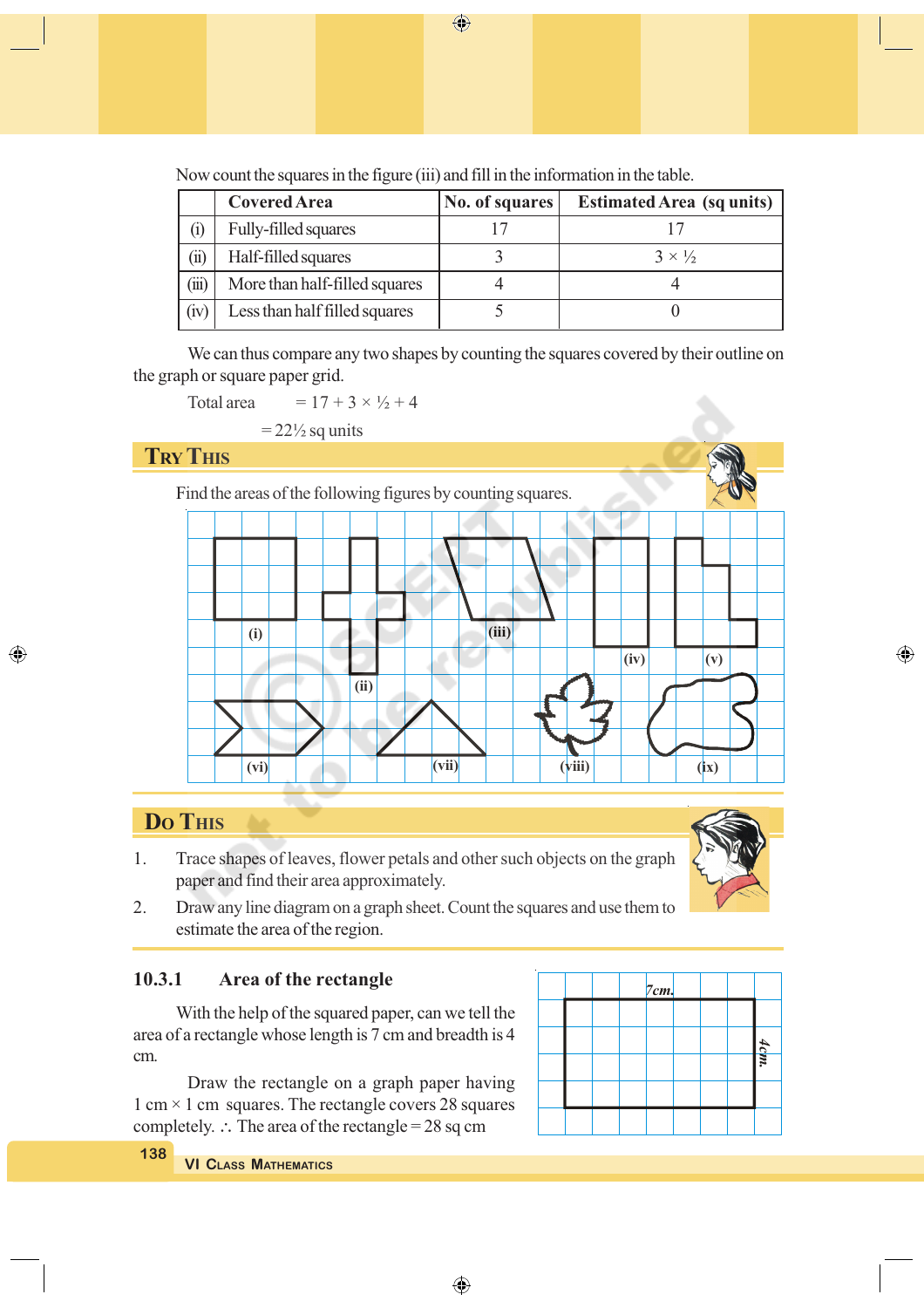Now count the squares in the figure (iii) and fill in the information in the table.

| | Covered Area | No. of squares | Estimated Area (sq units) |
|---|---|---|---|
| (i) | Fully-filled squares | 17 | 17 |
| (ii) | Half-filled squares | 3 | $3 \times \frac{1}{2}$ |
| (iii) | More than half-filled squares | 4 | 4 |
| (iv) | Less than half filled squares | 5 | 0 |

We can thus compare any two shapes by counting the squares covered by their outline on the graph or square paper grid.

Total area $= 17 + 3 \times \frac{1}{2} + 4$

$= 22\frac{1}{2}$ sq units

## TRY THIS

Find the areas of the following figures by counting squares.

(i) (ii) (iii) (iv) (v) (vi) (vii) (viii) (ix)

## DO THIS

1. Trace shapes of leaves, flower petals and other such objects on the graph paper and find their area approximately.
2. Draw any line diagram on a graph sheet. Count the squares and use them to estimate the area of the region.

### 10.3.1 Area of the rectangle

With the help of the squared paper, can we tell the area of a rectangle whose length is 7 cm and breadth is 4 cm.

Draw the rectangle on a graph paper having 1 cm × 1 cm squares. The rectangle covers 28 squares completely. $\therefore$ The area of the rectangle = 28 sq cm

7cm.

4cm.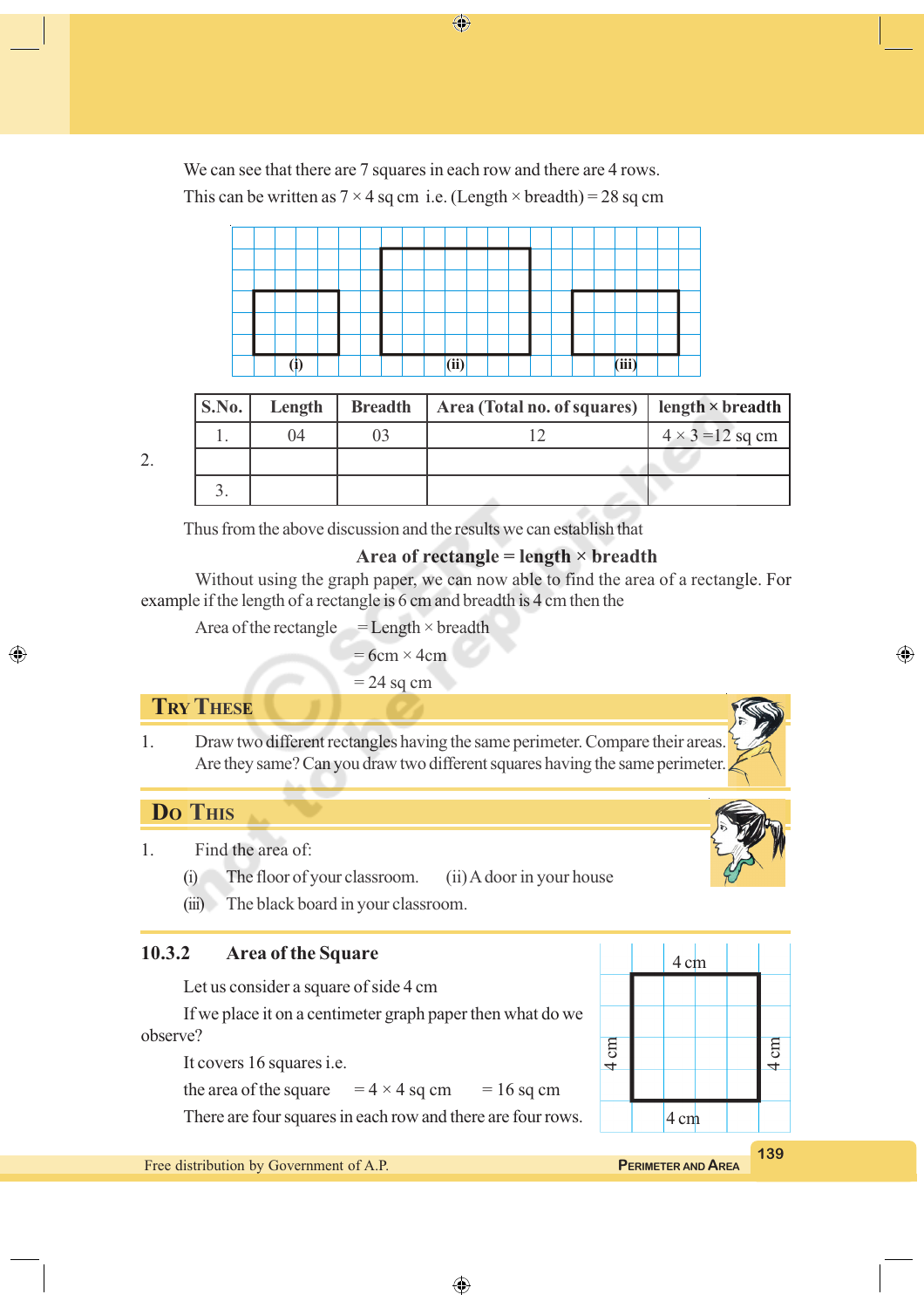We can see that there are 7 squares in each row and there are 4 rows.

This can be written as 7 × 4 sq cm i.e. (Length × breadth) = 28 sq cm

(i) (ii) (iii)

2.

| S.No. | Length | Breadth | Area (Total no. of squares) | length × breadth |
|---|---|---|---|---|
| 1. | 04 | 03 | 12 | 4 × 3 = 12 sq cm |
| | | | | |
| 3. | | | | |

Thus from the above discussion and the results we can establish that

**Area of rectangle = length × breadth**

Without using the graph paper, we can now able to find the area of a rectangle. For example if the length of a rectangle is 6 cm and breadth is 4 cm then the

Area of the rectangle = Length × breadth

= 6cm × 4cm

= 24 sq cm

## Try These

1. Draw two different rectangles having the same perimeter. Compare their areas. Are they same? Can you draw two different squares having the same perimeter.

## Do This

1. Find the area of:
   (i) The floor of your classroom. (ii) A door in your house
   (iii) The black board in your classroom.

### 10.3.2 Area of the Square

Let us consider a square of side 4 cm

If we place it on a centimeter graph paper then what do we observe?

It covers 16 squares i.e.

the area of the square = 4 × 4 sq cm = 16 sq cm

There are four squares in each row and there are four rows.

4 cm
4 cm 4 cm
4 cm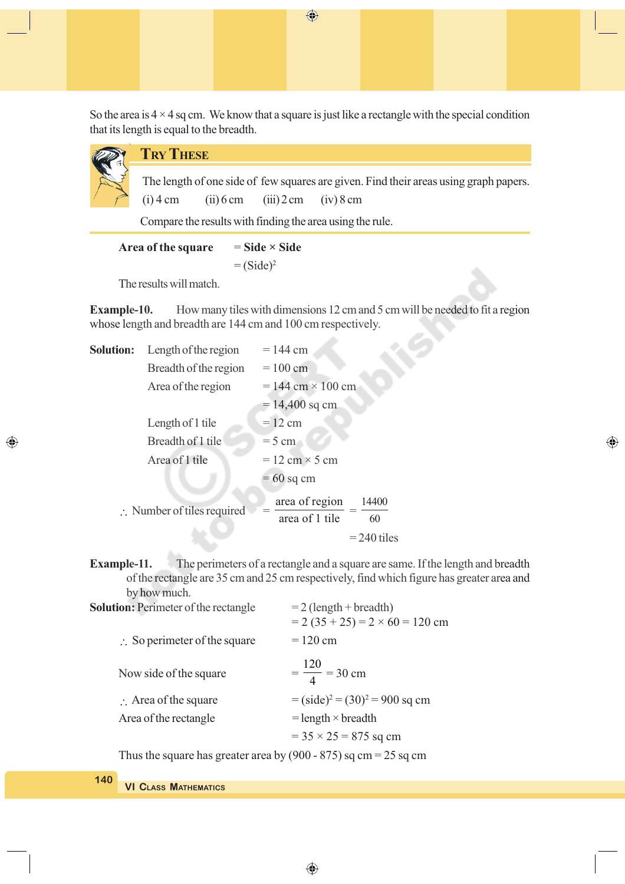So the area is 4 × 4 sq cm. We know that a square is just like a rectangle with the special condition that its length is equal to the breadth.

### Try These

The length of one side of few squares are given. Find their areas using graph papers.

(i) 4 cm (ii) 6 cm (iii) 2 cm (iv) 8 cm

Compare the results with finding the area using the rule.

**Area of the square** = **Side × Side**

= $(\text{Side})^2$

The results will match.

**Example-10.** How many tiles with dimensions 12 cm and 5 cm will be needed to fit a region whose length and breadth are 144 cm and 100 cm respectively.

**Solution:**

Length of the region = 144 cm

Breadth of the region = 100 cm

Area of the region = 144 cm × 100 cm

= 14,400 sq cm

Length of 1 tile = 12 cm

Breadth of 1 tile = 5 cm

Area of 1 tile = 12 cm × 5 cm

= 60 sq cm

$\therefore$ Number of tiles required $= \dfrac{\text{area of region}}{\text{area of 1 tile}} = \dfrac{14400}{60}$

= 240 tiles

**Example-11.** The perimeters of a rectangle and a square are same. If the length and breadth of the rectangle are 35 cm and 25 cm respectively, find which figure has greater area and by how much.

**Solution:** Perimeter of the rectangle = 2 (length + breadth)

= 2 (35 + 25) = 2 × 60 = 120 cm

$\therefore$ So perimeter of the square = 120 cm

Now side of the square $= \dfrac{120}{4} = 30$ cm

$\therefore$ Area of the square $= (\text{side})^2 = (30)^2 = 900$ sq cm

Area of the rectangle = length × breadth

= 35 × 25 = 875 sq cm

Thus the square has greater area by (900 - 875) sq cm = 25 sq cm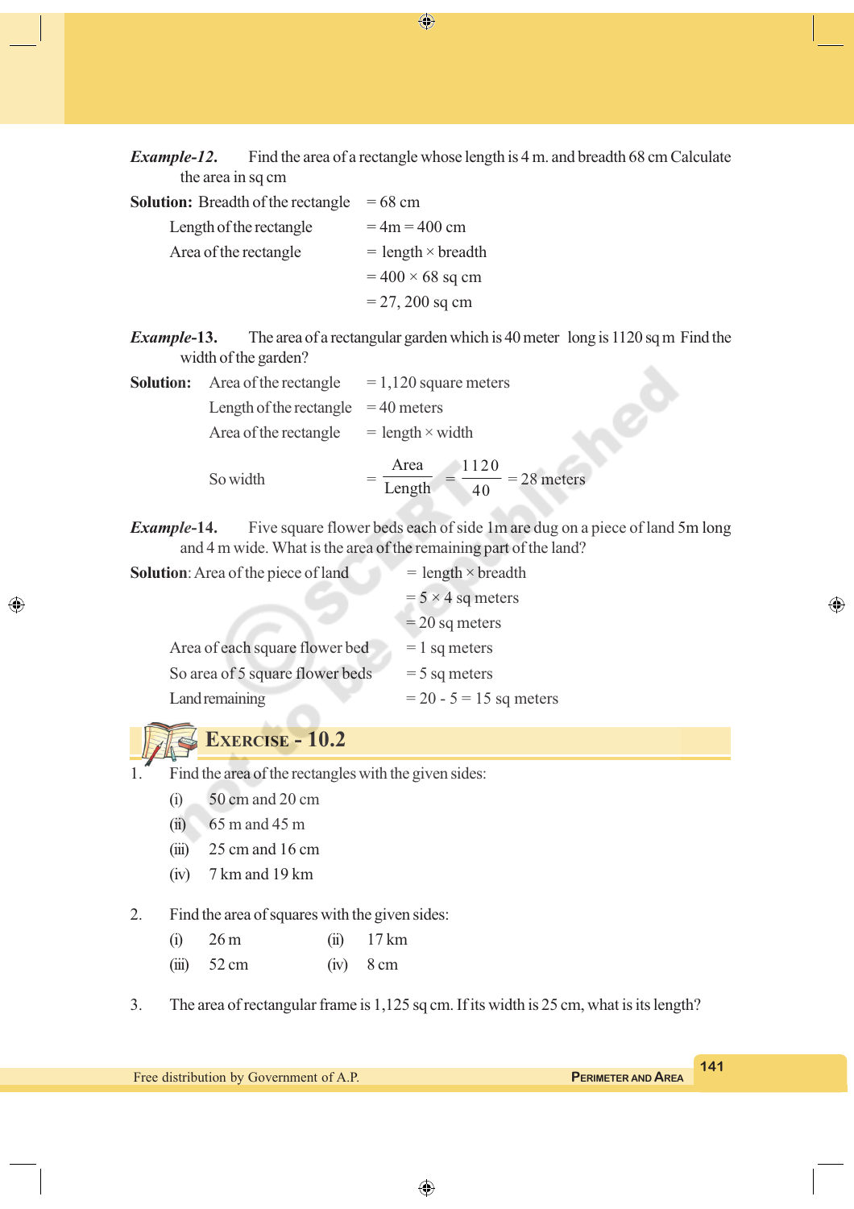***Example-12.*** Find the area of a rectangle whose length is 4 m. and breadth 68 cm Calculate the area in sq cm

**Solution:** Breadth of the rectangle = 68 cm

Length of the rectangle = 4m = 400 cm

Area of the rectangle = length × breadth

= 400 × 68 sq cm

= 27, 200 sq cm

***Example*-13.** The area of a rectangular garden which is 40 meter long is 1120 sq m Find the width of the garden?

**Solution:** Area of the rectangle = 1,120 square meters

Length of the rectangle = 40 meters

Area of the rectangle = length × width

So width $= \dfrac{\text{Area}}{\text{Length}} = \dfrac{1120}{40} = 28$ meters

***Example*-14.** Five square flower beds each of side 1m are dug on a piece of land 5m long and 4 m wide. What is the area of the remaining part of the land?

**Solution**: Area of the piece of land = length × breadth

= 5 × 4 sq meters

= 20 sq meters

Area of each square flower bed = 1 sq meters

So area of 5 square flower beds = 5 sq meters

Land remaining = 20 - 5 = 15 sq meters

## Exercise - 10.2

1. Find the area of the rectangles with the given sides:
   (i) 50 cm and 20 cm
   (ii) 65 m and 45 m
   (iii) 25 cm and 16 cm
   (iv) 7 km and 19 km

2. Find the area of squares with the given sides:
   (i) 26 m (ii) 17 km
   (iii) 52 cm (iv) 8 cm

3. The area of rectangular frame is 1,125 sq cm. If its width is 25 cm, what is its length?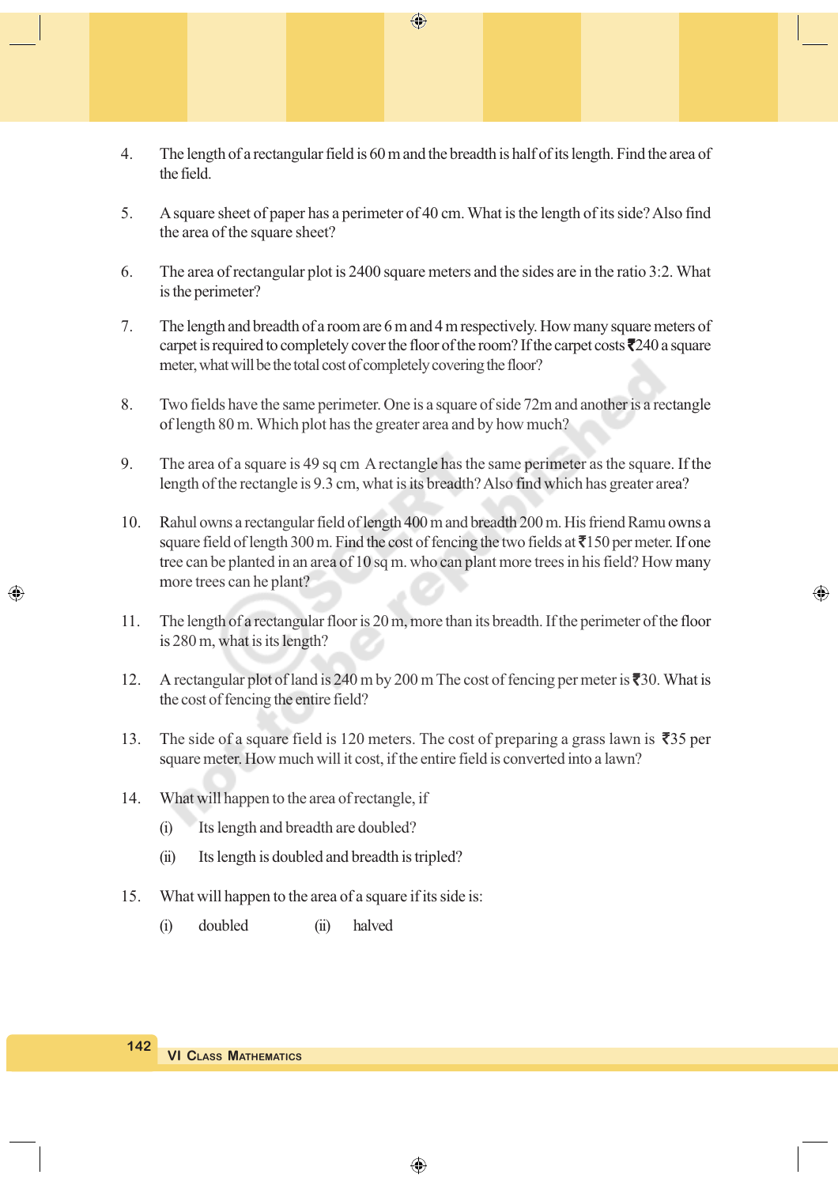4. The length of a rectangular field is 60 m and the breadth is half of its length. Find the area of the field.

5. A square sheet of paper has a perimeter of 40 cm. What is the length of its side? Also find the area of the square sheet?

6. The area of rectangular plot is 2400 square meters and the sides are in the ratio 3:2. What is the perimeter?

7. The length and breadth of a room are 6 m and 4 m respectively. How many square meters of carpet is required to completely cover the floor of the room? If the carpet costs ₹240 a square meter, what will be the total cost of completely covering the floor?

8. Two fields have the same perimeter. One is a square of side 72m and another is a rectangle of length 80 m. Which plot has the greater area and by how much?

9. The area of a square is 49 sq cm A rectangle has the same perimeter as the square. If the length of the rectangle is 9.3 cm, what is its breadth? Also find which has greater area?

10. Rahul owns a rectangular field of length 400 m and breadth 200 m. His friend Ramu owns a square field of length 300 m. Find the cost of fencing the two fields at ₹150 per meter. If one tree can be planted in an area of 10 sq m. who can plant more trees in his field? How many more trees can he plant?

11. The length of a rectangular floor is 20 m, more than its breadth. If the perimeter of the floor is 280 m, what is its length?

12. A rectangular plot of land is 240 m by 200 m The cost of fencing per meter is ₹30. What is the cost of fencing the entire field?

13. The side of a square field is 120 meters. The cost of preparing a grass lawn is ₹35 per square meter. How much will it cost, if the entire field is converted into a lawn?

14. What will happen to the area of rectangle, if
    (i) Its length and breadth are doubled?
    (ii) Its length is doubled and breadth is tripled?

15. What will happen to the area of a square if its side is:
    (i) doubled (ii) halved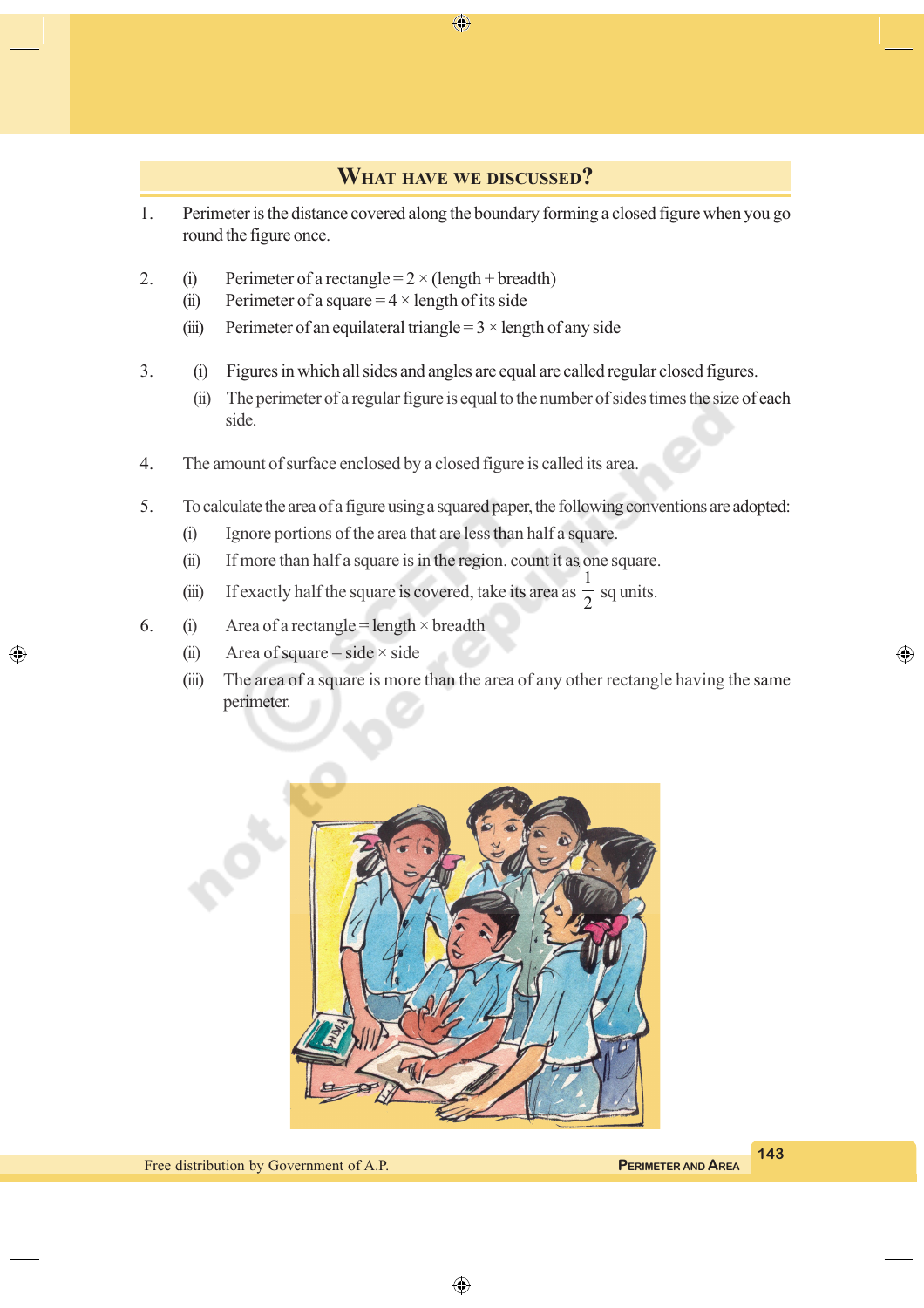## What have we discussed?

1. Perimeter is the distance covered along the boundary forming a closed figure when you go round the figure once.

2. (i) Perimeter of a rectangle = 2 × (length + breadth)
   (ii) Perimeter of a square = 4 × length of its side
   (iii) Perimeter of an equilateral triangle = 3 × length of any side

3. (i) Figures in which all sides and angles are equal are called regular closed figures.
   (ii) The perimeter of a regular figure is equal to the number of sides times the size of each side.

4. The amount of surface enclosed by a closed figure is called its area.

5. To calculate the area of a figure using a squared paper, the following conventions are adopted:
   (i) Ignore portions of the area that are less than half a square.
   (ii) If more than half a square is in the region. count it as one square.
   (iii) If exactly half the square is covered, take its area as $\frac{1}{2}$ sq units.

6. (i) Area of a rectangle = length × breadth
   (ii) Area of square = side × side
   (iii) The area of a square is more than the area of any other rectangle having the same perimeter.